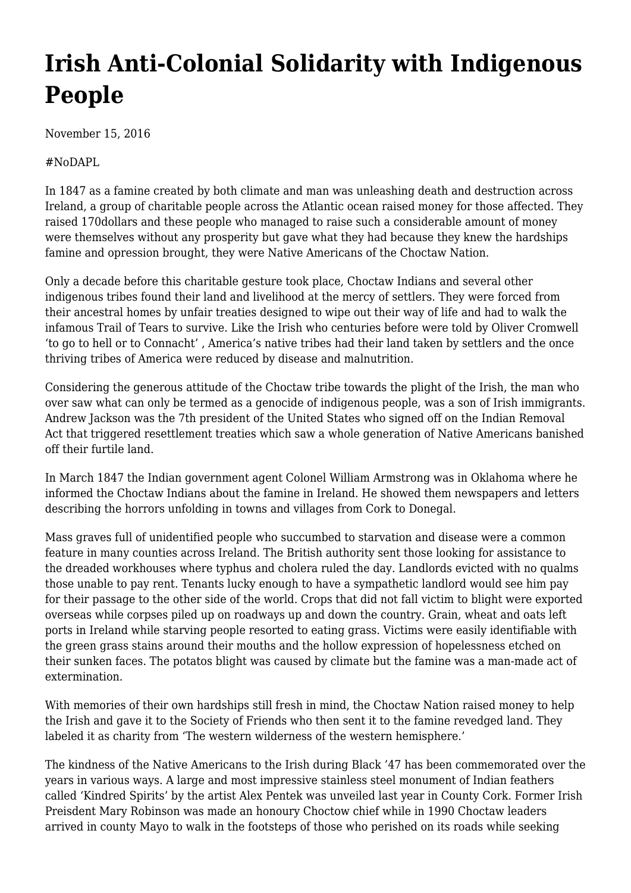# Irish Anti-Colonial Solidarity with Indigenous People

November 15, 2016

#NoDAPL

In 1847 as a famine created by both climate and man was unleashing death and destruction across Ireland, a group of charitable people across the Atlantic ocean raised money for those affected. They raised 170dollars and these people who managed to raise such a considerable amount of money were themselves without any prosperity but gave what they had because they knew the hardships famine and opression brought, they were Native Americans of the Choctaw Nation.

Only a decade before this charitable gesture took place, Choctaw Indians and several other indigenous tribes found their land and livelihood at the mercy of settlers. They were forced from their ancestral homes by unfair treaties designed to wipe out their way of life and had to walk the infamous Trail of Tears to survive. Like the Irish who centuries before were told by Oliver Cromwell 'to go to hell or to Connacht' , America's native tribes had their land taken by settlers and the once thriving tribes of America were reduced by disease and malnutrition.

Considering the generous attitude of the Choctaw tribe towards the plight of the Irish, the man who over saw what can only be termed as a genocide of indigenous people, was a son of Irish immigrants. Andrew Jackson was the 7th president of the United States who signed off on the Indian Removal Act that triggered resettlement treaties which saw a whole generation of Native Americans banished off their furtile land.

In March 1847 the Indian government agent Colonel William Armstrong was in Oklahoma where he informed the Choctaw Indians about the famine in Ireland. He showed them newspapers and letters describing the horrors unfolding in towns and villages from Cork to Donegal.

Mass graves full of unidentified people who succumbed to starvation and disease were a common feature in many counties across Ireland. The British authority sent those looking for assistance to the dreaded workhouses where typhus and cholera ruled the day. Landlords evicted with no qualms those unable to pay rent. Tenants lucky enough to have a sympathetic landlord would see him pay for their passage to the other side of the world. Crops that did not fall victim to blight were exported overseas while corpses piled up on roadways up and down the country. Grain, wheat and oats left ports in Ireland while starving people resorted to eating grass. Victims were easily identifiable with the green grass stains around their mouths and the hollow expression of hopelessness etched on their sunken faces. The potatos blight was caused by climate but the famine was a man-made act of extermination.

With memories of their own hardships still fresh in mind, the Choctaw Nation raised money to help the Irish and gave it to the Society of Friends who then sent it to the famine revedged land. They labeled it as charity from 'The western wilderness of the western hemisphere.'

The kindness of the Native Americans to the Irish during Black '47 has been commemorated over the years in various ways. A large and most impressive stainless steel monument of Indian feathers called 'Kindred Spirits' by the artist Alex Pentek was unveiled last year in County Cork. Former Irish Preisdent Mary Robinson was made an honoury Choctow chief while in 1990 Choctaw leaders arrived in county Mayo to walk in the footsteps of those who perished on its roads while seeking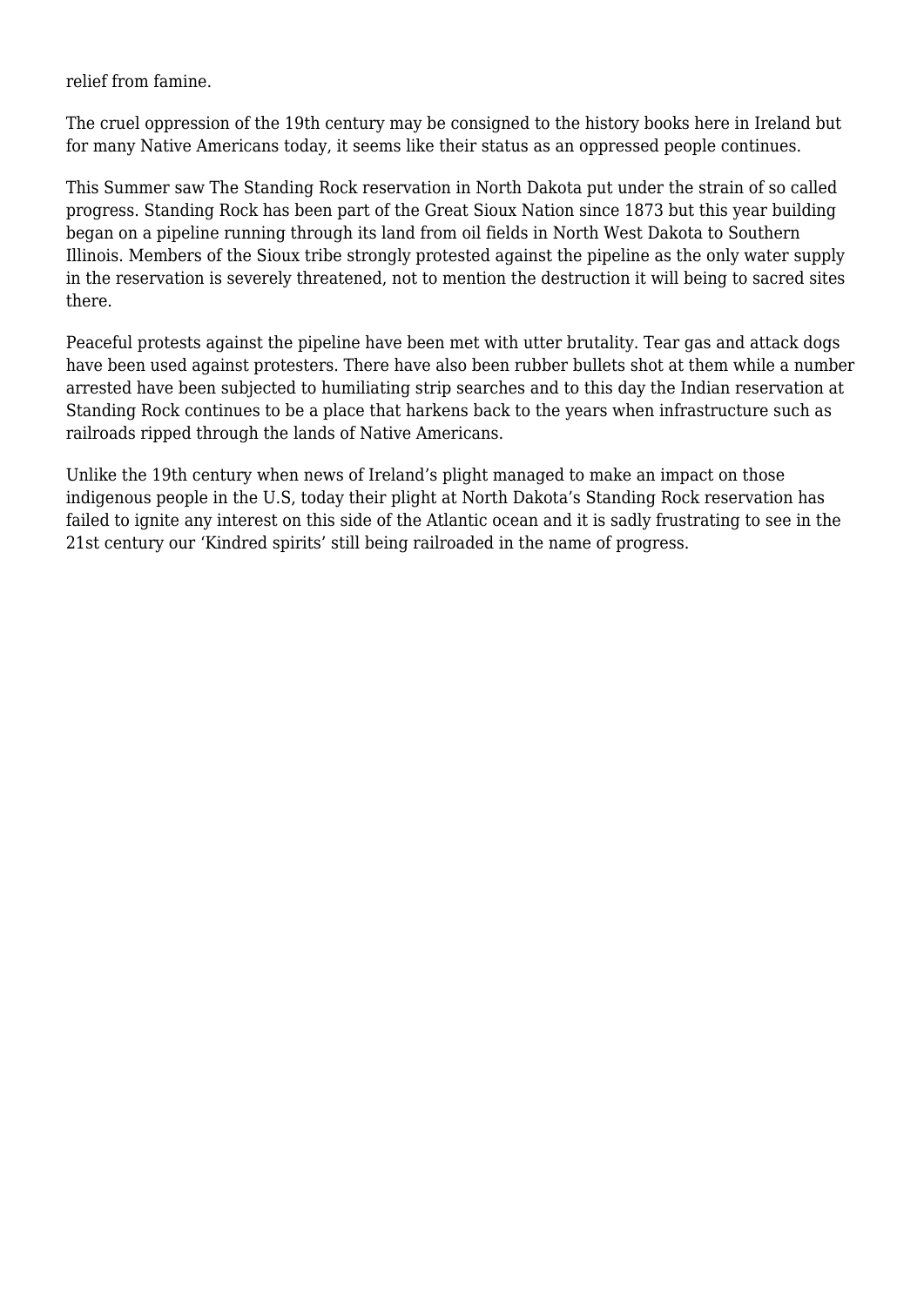relief from famine.

The cruel oppression of the 19th century may be consigned to the history books here in Ireland but for many Native Americans today, it seems like their status as an oppressed people continues.

This Summer saw The Standing Rock reservation in North Dakota put under the strain of so called progress. Standing Rock has been part of the Great Sioux Nation since 1873 but this year building began on a pipeline running through its land from oil fields in North West Dakota to Southern Illinois. Members of the Sioux tribe strongly protested against the pipeline as the only water supply in the reservation is severely threatened, not to mention the destruction it will being to sacred sites there.

Peaceful protests against the pipeline have been met with utter brutality. Tear gas and attack dogs have been used against protesters. There have also been rubber bullets shot at them while a number arrested have been subjected to humiliating strip searches and to this day the Indian reservation at Standing Rock continues to be a place that harkens back to the years when infrastructure such as railroads ripped through the lands of Native Americans.

Unlike the 19th century when news of Ireland's plight managed to make an impact on those indigenous people in the U.S, today their plight at North Dakota's Standing Rock reservation has failed to ignite any interest on this side of the Atlantic ocean and it is sadly frustrating to see in the 21st century our 'Kindred spirits' still being railroaded in the name of progress.